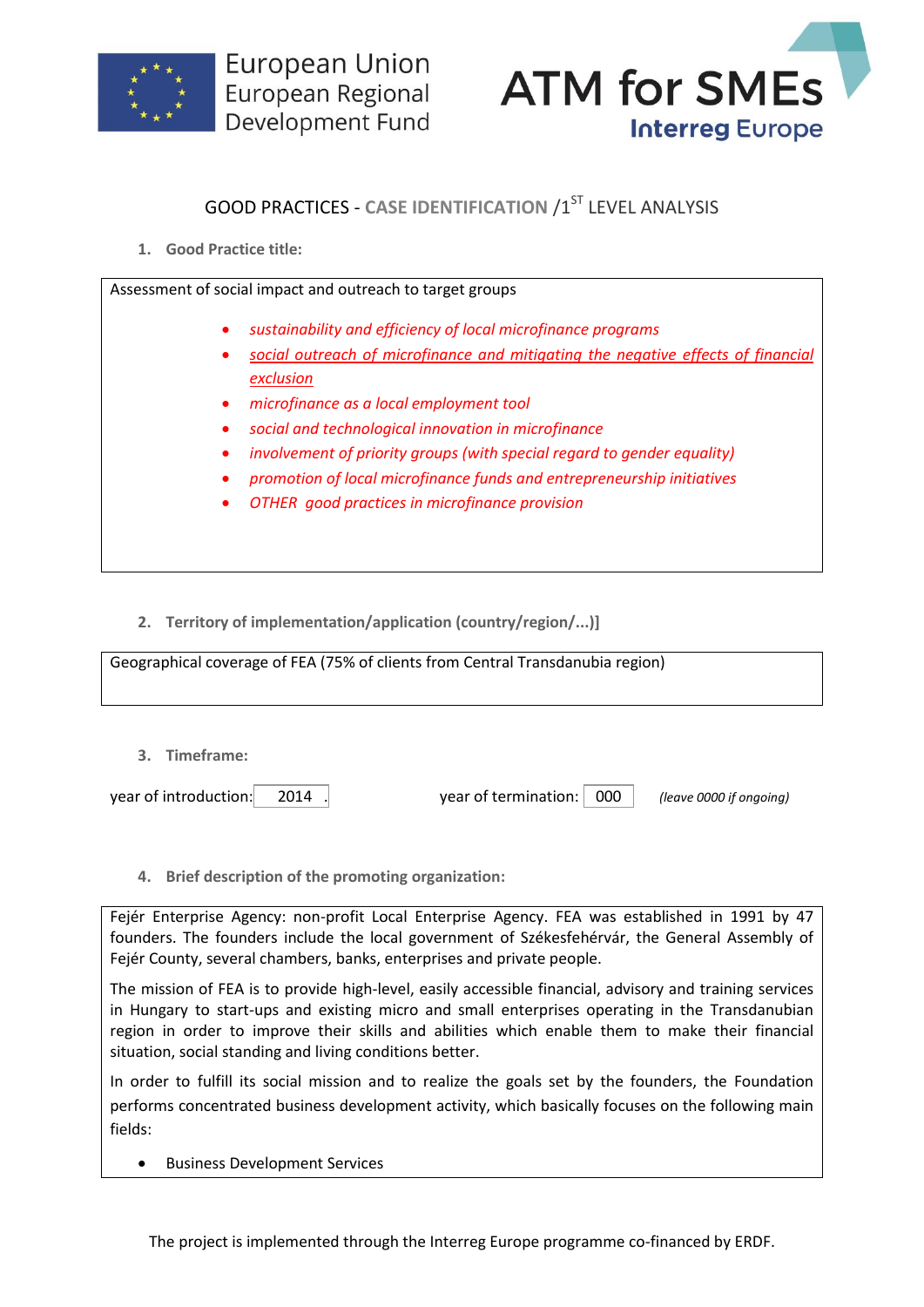European Union
European Regional
Development Fund

ATM for SMEs
Interreg Europe

# GOOD PRACTICES - CASE IDENTIFICATION /1ST LEVEL ANALYSIS

**1. Good Practice title:**

Assessment of social impact and outreach to target groups

- *sustainability and efficiency of local microfinance programs*
- *social outreach of microfinance and mitigating the negative effects of financial exclusion*
- *microfinance as a local employment tool*
- *social and technological innovation in microfinance*
- *involvement of priority groups (with special regard to gender equality)*
- *promotion of local microfinance funds and entrepreneurship initiatives*
- *OTHER good practices in microfinance provision*

**2. Territory of implementation/application (country/region/...)]**

Geographical coverage of FEA (75% of clients from Central Transdanubia region)

**3. Timeframe:**

year of introduction: 2014 .   year of termination: 000   *(leave 0000 if ongoing)*

**4. Brief description of the promoting organization:**

Fejér Enterprise Agency: non-profit Local Enterprise Agency. FEA was established in 1991 by 47 founders. The founders include the local government of Székesfehérvár, the General Assembly of Fejér County, several chambers, banks, enterprises and private people.

The mission of FEA is to provide high-level, easily accessible financial, advisory and training services in Hungary to start-ups and existing micro and small enterprises operating in the Transdanubian region in order to improve their skills and abilities which enable them to make their financial situation, social standing and living conditions better.

In order to fulfill its social mission and to realize the goals set by the founders, the Foundation performs concentrated business development activity, which basically focuses on the following main fields:

- Business Development Services

The project is implemented through the Interreg Europe programme co-financed by ERDF.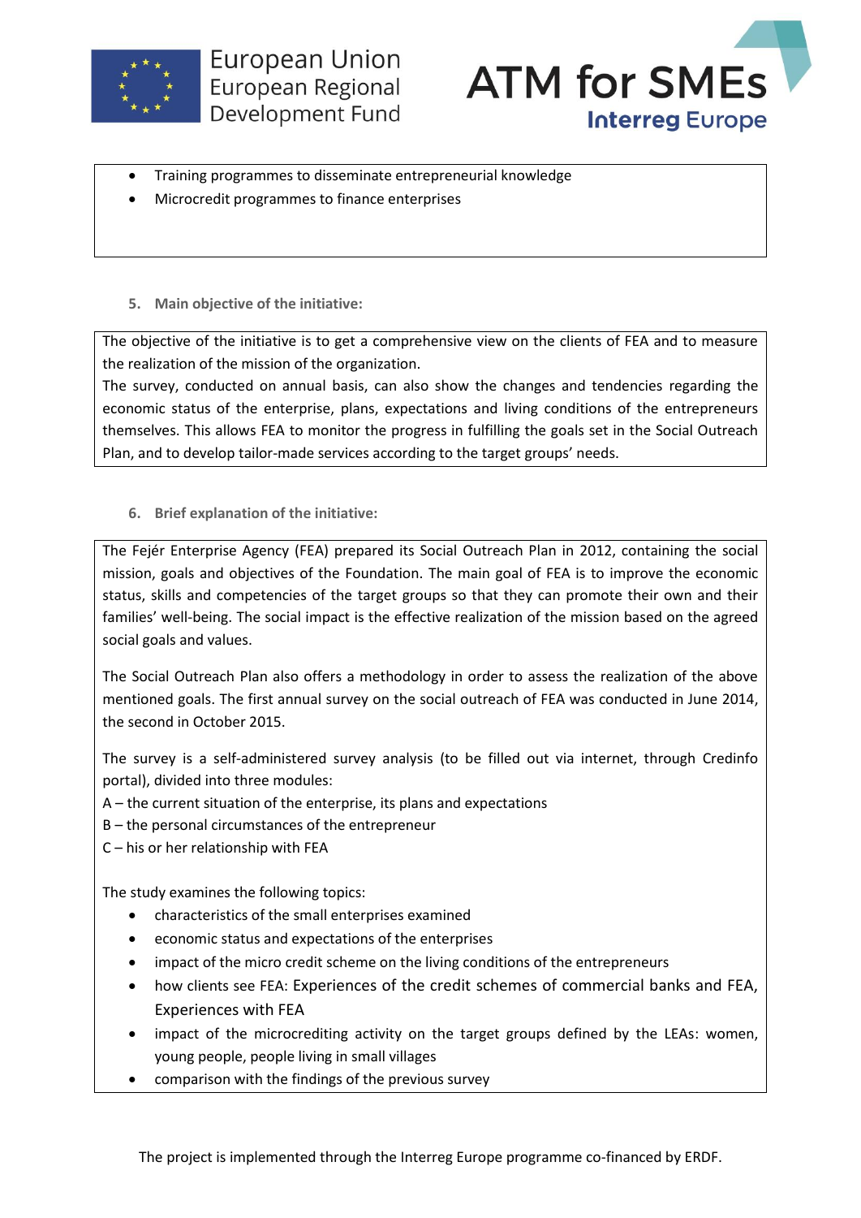- Training programmes to disseminate entrepreneurial knowledge
- Microcredit programmes to finance enterprises

5. **Main objective of the initiative:**

The objective of the initiative is to get a comprehensive view on the clients of FEA and to measure the realization of the mission of the organization.
The survey, conducted on annual basis, can also show the changes and tendencies regarding the economic status of the enterprise, plans, expectations and living conditions of the entrepreneurs themselves. This allows FEA to monitor the progress in fulfilling the goals set in the Social Outreach Plan, and to develop tailor-made services according to the target groups' needs.

6. **Brief explanation of the initiative:**

The Fejér Enterprise Agency (FEA) prepared its Social Outreach Plan in 2012, containing the social mission, goals and objectives of the Foundation. The main goal of FEA is to improve the economic status, skills and competencies of the target groups so that they can promote their own and their families' well-being. The social impact is the effective realization of the mission based on the agreed social goals and values.

The Social Outreach Plan also offers a methodology in order to assess the realization of the above mentioned goals. The first annual survey on the social outreach of FEA was conducted in June 2014, the second in October 2015.

The survey is a self-administered survey analysis (to be filled out via internet, through Credinfo portal), divided into three modules:
A – the current situation of the enterprise, its plans and expectations
B – the personal circumstances of the entrepreneur
C – his or her relationship with FEA

The study examines the following topics:

- characteristics of the small enterprises examined
- economic status and expectations of the enterprises
- impact of the micro credit scheme on the living conditions of the entrepreneurs
- how clients see FEA: Experiences of the credit schemes of commercial banks and FEA, Experiences with FEA
- impact of the microcrediting activity on the target groups defined by the LEAs: women, young people, people living in small villages
- comparison with the findings of the previous survey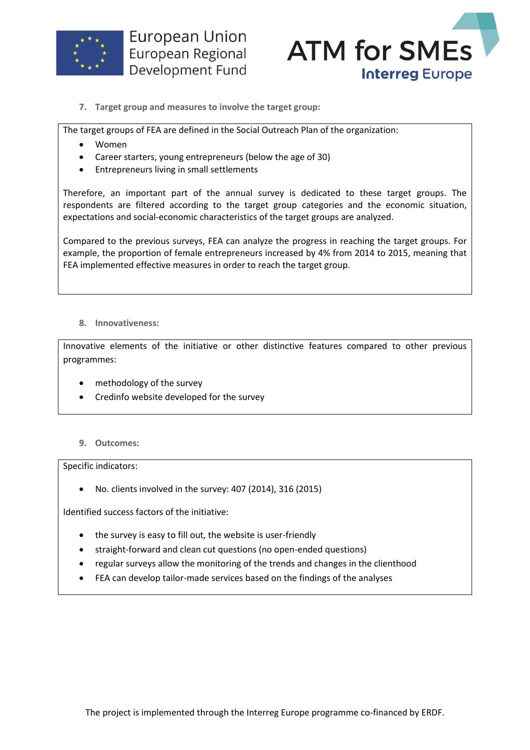### 7. Target group and measures to involve the target group:

The target groups of FEA are defined in the Social Outreach Plan of the organization:

- Women
- Career starters, young entrepreneurs (below the age of 30)
- Entrepreneurs living in small settlements

Therefore, an important part of the annual survey is dedicated to these target groups. The respondents are filtered according to the target group categories and the economic situation, expectations and social-economic characteristics of the target groups are analyzed.

Compared to the previous surveys, FEA can analyze the progress in reaching the target groups. For example, the proportion of female entrepreneurs increased by 4% from 2014 to 2015, meaning that FEA implemented effective measures in order to reach the target group.

### 8. Innovativeness:

Innovative elements of the initiative or other distinctive features compared to other previous programmes:

- methodology of the survey
- Credinfo website developed for the survey

### 9. Outcomes:

Specific indicators:

- No. clients involved in the survey: 407 (2014), 316 (2015)

Identified success factors of the initiative:

- the survey is easy to fill out, the website is user-friendly
- straight-forward and clean cut questions (no open-ended questions)
- regular surveys allow the monitoring of the trends and changes in the clienthood
- FEA can develop tailor-made services based on the findings of the analyses